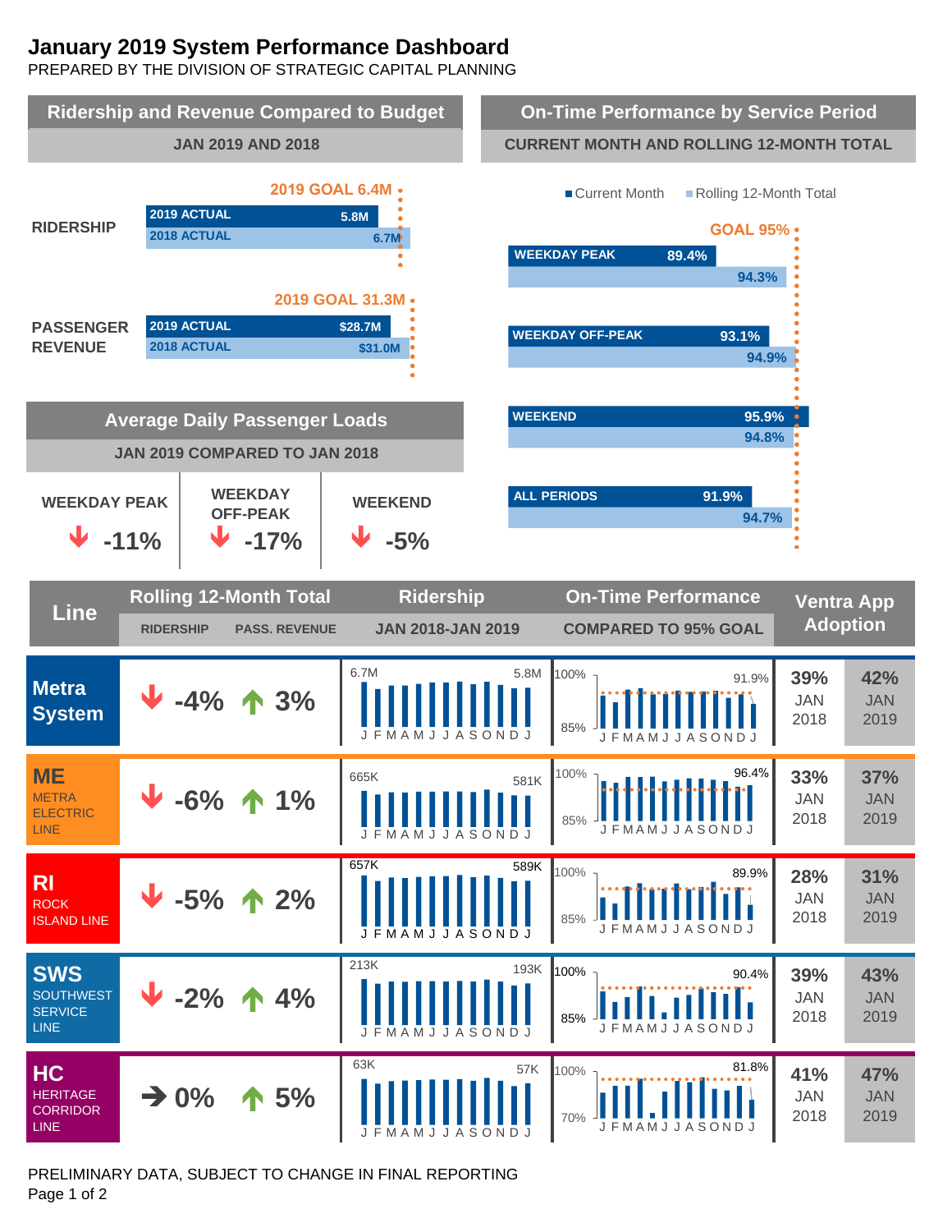# January 2019 System Performance Dashboard

PREPARED BY THE DIVISION OF STRATEGIC CAPITAL PLANNING

## Ridership and Revenue Compared to Budget

JAN 2019 AND 2018

| | 2019 Actual | 2018 Actual | 2019 Goal |
|---|---|---|---|
| RIDERSHIP | 5.8M | 6.7M | 6.4M |
| PASSENGER REVENUE | $28.7M | $31.0M | 31.3M |

## On-Time Performance by Service Period

CURRENT MONTH AND ROLLING 12-MONTH TOTAL

GOAL 95%

| Service Period | Current Month | Rolling 12-Month Total |
|---|---|---|
| WEEKDAY PEAK | 89.4% | 94.3% |
| WEEKDAY OFF-PEAK | 93.1% | 94.9% |
| WEEKEND | 95.9% | 94.8% |
| ALL PERIODS | 91.9% | 94.7% |

## Average Daily Passenger Loads

JAN 2019 COMPARED TO JAN 2018

| WEEKDAY PEAK | WEEKDAY OFF-PEAK | WEEKEND |
|---|---|---|
| ↓ -11% | ↓ -17% | ↓ -5% |

## Line Performance

| Line | Rolling 12-Month Total: Ridership | Rolling 12-Month Total: Pass. Revenue | Ridership JAN 2018-JAN 2019 | On-Time Performance Compared to 95% Goal (Jan 2019) | Ventra App Adoption JAN 2018 | Ventra App Adoption JAN 2019 |
|---|---|---|---|---|---|---|
| Metra System | ↓ -4% | ↑ 3% | 6.7M → 5.8M | 91.9% | 39% | 42% |
| ME (Metra Electric Line) | ↓ -6% | ↑ 1% | 665K → 581K | 96.4% | 33% | 37% |
| RI (Rock Island Line) | ↓ -5% | ↑ 2% | 657K → 589K | 89.9% | 28% | 31% |
| SWS (Southwest Service Line) | ↓ -2% | ↑ 4% | 213K → 193K | 90.4% | 39% | 43% |
| HC (Heritage Corridor Line) | → 0% | ↑ 5% | 63K → 57K | 81.8% | 41% | 47% |

PRELIMINARY DATA, SUBJECT TO CHANGE IN FINAL REPORTING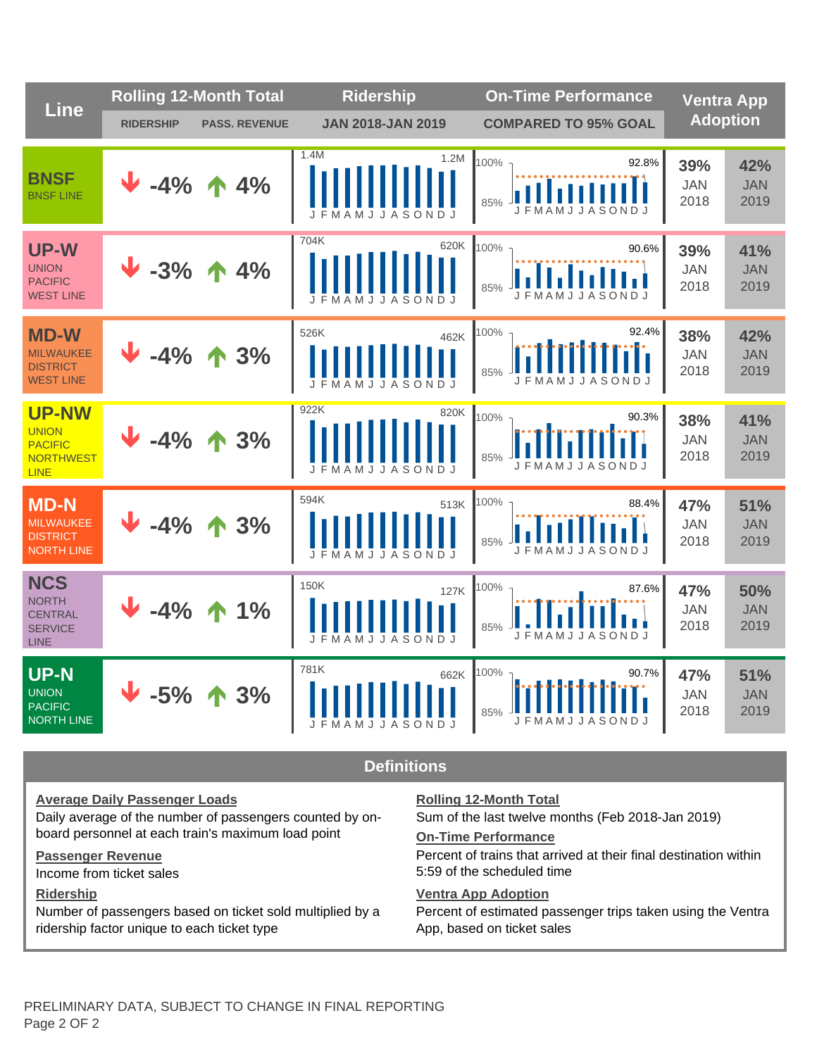| Line | Rolling 12-Month Total | | Ridership | On-Time Performance | Ventra App Adoption | |
|---|---|---|---|---|---|---|
| | RIDERSHIP | PASS. REVENUE | JAN 2018-JAN 2019 | COMPARED TO 95% GOAL | | |
| **BNSF** BNSF LINE | -4% | 4% | 1.4M 1.2M J F M A M J J A S O N D J | 100% 85% 92.8% J F M A M J J A S O N D J | 39% JAN 2018 | 42% JAN 2019 |
| **UP-W** UNION PACIFIC WEST LINE | -3% | 4% | 704K 620K J F M A M J J A S O N D J | 100% 85% 90.6% J F M A M J J A S O N D J | 39% JAN 2018 | 41% JAN 2019 |
| **MD-W** MILWAUKEE DISTRICT WEST LINE | -4% | 3% | 526K 462K J F M A M J J A S O N D J | 100% 85% 92.4% J F M A M J J A S O N D J | 38% JAN 2018 | 42% JAN 2019 |
| **UP-NW** UNION PACIFIC NORTHWEST LINE | -4% | 3% | 922K 820K J F M A M J J A S O N D J | 100% 85% 90.3% J F M A M J J A S O N D J | 38% JAN 2018 | 41% JAN 2019 |
| **MD-N** MILWAUKEE DISTRICT NORTH LINE | -4% | 3% | 594K 513K J F M A M J J A S O N D J | 100% 85% 88.4% J F M A M J J A S O N D J | 47% JAN 2018 | 51% JAN 2019 |
| **NCS** NORTH CENTRAL SERVICE LINE | -4% | 1% | 150K 127K J F M A M J J A S O N D J | 100% 85% 87.6% J F M A M J J A S O N D J | 47% JAN 2018 | 50% JAN 2019 |
| **UP-N** UNION PACIFIC NORTH LINE | -5% | 3% | 781K 662K J F M A M J J A S O N D J | 100% 85% 90.7% J F M A M J J A S O N D J | 47% JAN 2018 | 51% JAN 2019 |

## Definitions

**Average Daily Passenger Loads**
Daily average of the number of passengers counted by on-board personnel at each train's maximum load point

**Passenger Revenue**
Income from ticket sales

**Ridership**
Number of passengers based on ticket sold multiplied by a ridership factor unique to each ticket type

**Rolling 12-Month Total**
Sum of the last twelve months (Feb 2018-Jan 2019)

**On-Time Performance**
Percent of trains that arrived at their final destination within 5:59 of the scheduled time

**Ventra App Adoption**
Percent of estimated passenger trips taken using the Ventra App, based on ticket sales

PRELIMINARY DATA, SUBJECT TO CHANGE IN FINAL REPORTING